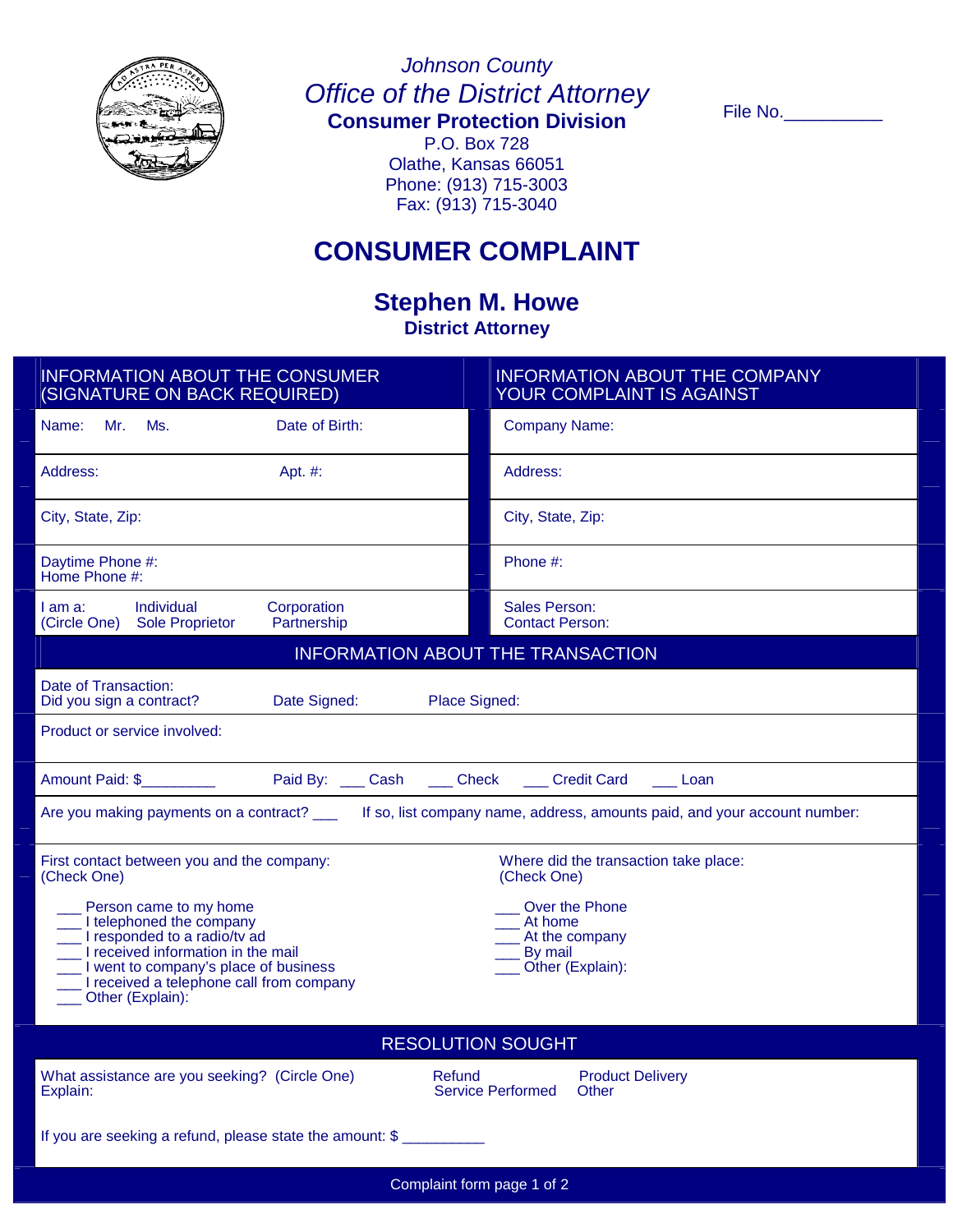*Johnson County*

*Office of the District Attorney*

**Consumer Protection Division**

P.O. Box 728
Olathe, Kansas 66051
Phone: (913) 715-3003
Fax: (913) 715-3040

File No.__________

# CONSUMER COMPLAINT

## Stephen M. Howe

**District Attorney**

| INFORMATION ABOUT THE CONSUMER (SIGNATURE ON BACK REQUIRED) | INFORMATION ABOUT THE COMPANY YOUR COMPLAINT IS AGAINST |
|---|---|
| Name: Mr. Ms. Date of Birth: | Company Name: |
| Address: Apt. #: | Address: |
| City, State, Zip: | City, State, Zip: |
| Daytime Phone #: Home Phone #: | Phone #: |
| I am a: (Circle One) Individual Sole Proprietor Corporation Partnership | Sales Person: Contact Person: |

## INFORMATION ABOUT THE TRANSACTION

Date of Transaction:
Did you sign a contract? Date Signed: Place Signed:

Product or service involved:

Amount Paid: $_________ Paid By: ___ Cash ___ Check ___ Credit Card ___ Loan

Are you making payments on a contract? ___ If so, list company name, address, amounts paid, and your account number:

First contact between you and the company: (Check One)

- ___ Person came to my home
- ___ I telephoned the company
- ___ I responded to a radio/tv ad
- ___ I received information in the mail
- ___ I went to company's place of business
- ___ I received a telephone call from company
- ___ Other (Explain):

Where did the transaction take place: (Check One)

- ___ Over the Phone
- ___ At home
- ___ At the company
- ___ By mail
- ___ Other (Explain):

## RESOLUTION SOUGHT

What assistance are you seeking? (Circle One) Refund Product Delivery Service Performed Other
Explain:

If you are seeking a refund, please state the amount: $ __________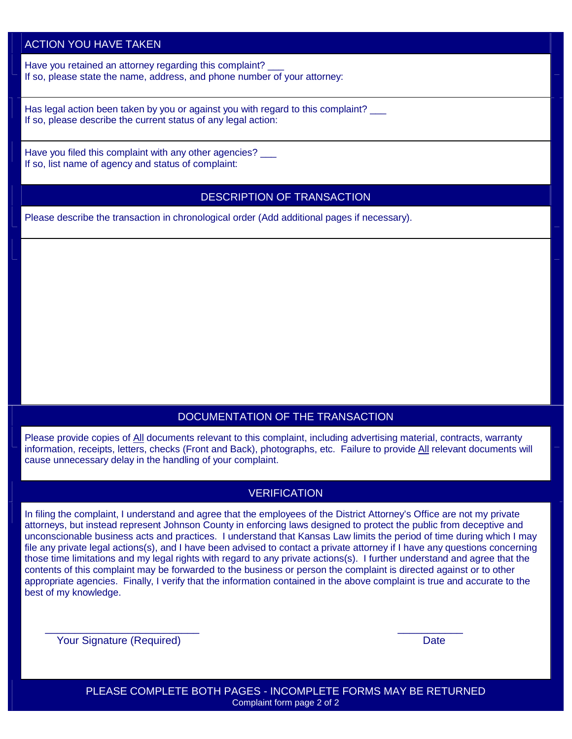## ACTION YOU HAVE TAKEN

Have you retained an attorney regarding this complaint? ___
If so, please state the name, address, and phone number of your attorney:

Has legal action been taken by you or against you with regard to this complaint? ___
If so, please describe the current status of any legal action:

Have you filed this complaint with any other agencies? ___
If so, list name of agency and status of complaint:

## DESCRIPTION OF TRANSACTION

Please describe the transaction in chronological order (Add additional pages if necessary).

## DOCUMENTATION OF THE TRANSACTION

Please provide copies of All documents relevant to this complaint, including advertising material, contracts, warranty information, receipts, letters, checks (Front and Back), photographs, etc. Failure to provide All relevant documents will cause unnecessary delay in the handling of your complaint.

## VERIFICATION

In filing the complaint, I understand and agree that the employees of the District Attorney's Office are not my private attorneys, but instead represent Johnson County in enforcing laws designed to protect the public from deceptive and unconscionable business acts and practices. I understand that Kansas Law limits the period of time during which I may file any private legal actions(s), and I have been advised to contact a private attorney if I have any questions concerning those time limitations and my legal rights with regard to any private actions(s). I further understand and agree that the contents of this complaint may be forwarded to the business or person the complaint is directed against or to other appropriate agencies. Finally, I verify that the information contained in the above complaint is true and accurate to the best of my knowledge.

___________________________ Your Signature (Required)

___________ Date

PLEASE COMPLETE BOTH PAGES - INCOMPLETE FORMS MAY BE RETURNED